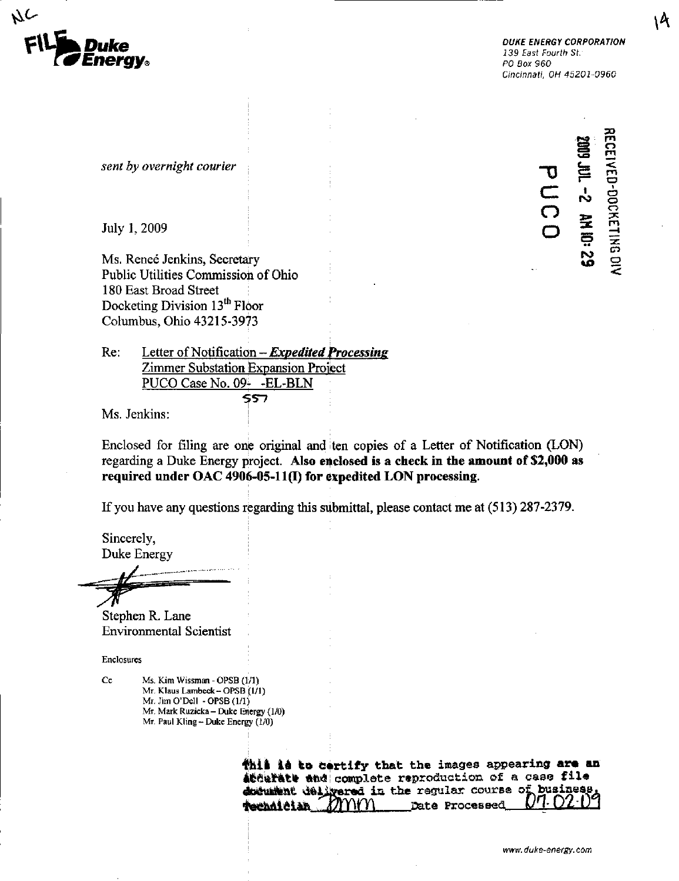NC

FILE **Duke Energy**®

*DUKE ENERGY CORPORATION*
*139 East Fourth St.*
*PO Box 960*
*Cincinnati, OH 45201-0960*

14

RECEIVED-DOCKETING DIV
2009 JUL -2 AM 10:29
PUCO

*sent by overnight courier*

July 1, 2009

Ms. Reneé Jenkins, Secretary
Public Utilities Commission of Ohio
180 East Broad Street
Docketing Division 13th Floor
Columbus, Ohio 43215-3973

Re: Letter of Notification – ***Expedited Processing***
Zimmer Substation Expansion Project
PUCO Case No. 09-557-EL-BLN

Ms. Jenkins:

Enclosed for filing are one original and ten copies of a Letter of Notification (LON) regarding a Duke Energy project. **Also enclosed is a check in the amount of $2,000 as required under OAC 4906-05-11(I) for expedited LON processing.**

If you have any questions regarding this submittal, please contact me at (513) 287-2379.

Sincerely,
Duke Energy

Stephen R. Lane
Environmental Scientist

Enclosures

Cc Ms. Kim Wissman - OPSB (1/1)
Mr. Klaus Lambeck – OPSB (1/1)
Mr. Jim O'Dell - OPSB (1/1)
Mr. Mark Ruzicka – Duke Energy (1/0)
Mr. Paul Kling – Duke Energy (1/0)

This is to certify that the images appearing are an accurate and complete reproduction of a case file document delivered in the regular course of business. Technician DMM Date Processed 07-02-09

www.duke-energy.com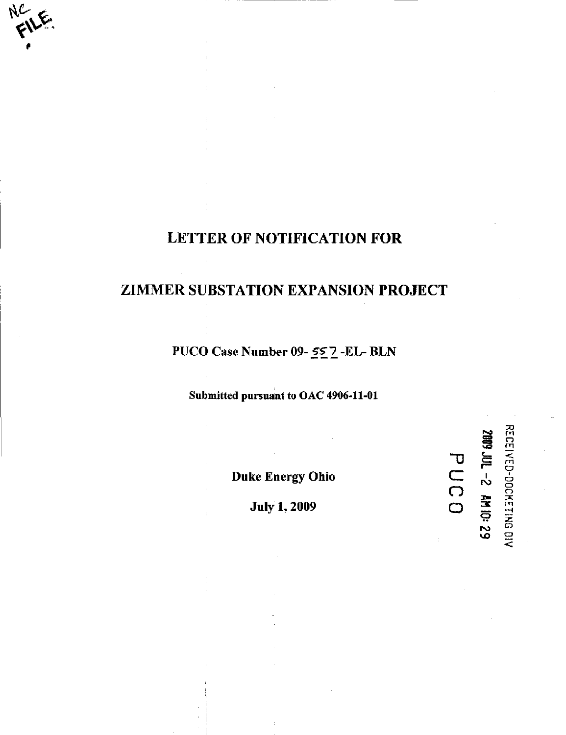NC FILE

# LETTER OF NOTIFICATION FOR

# ZIMMER SUBSTATION EXPANSION PROJECT

**PUCO Case Number 09- 557 -EL- BLN**

**Submitted pursuant to OAC 4906-11-01**

**Duke Energy Ohio**

**July 1, 2009**

RECEIVED-DOCKETING DIV
2009 JUL -2 AM 10: 29
PUCO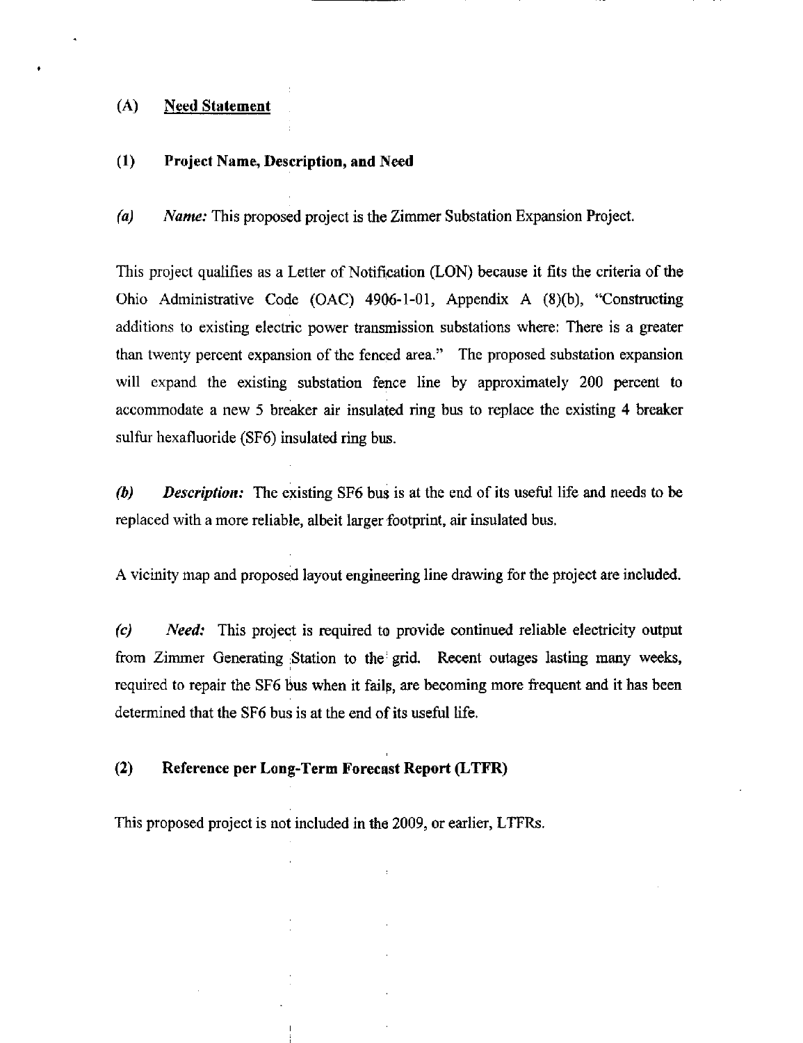## (A) Need Statement

### (1) Project Name, Description, and Need

***(a)*** *Name:* This proposed project is the Zimmer Substation Expansion Project.

This project qualifies as a Letter of Notification (LON) because it fits the criteria of the Ohio Administrative Code (OAC) 4906-1-01, Appendix A (8)(b), "Constructing additions to existing electric power transmission substations where: There is a greater than twenty percent expansion of the fenced area." The proposed substation expansion will expand the existing substation fence line by approximately 200 percent to accommodate a new 5 breaker air insulated ring bus to replace the existing 4 breaker sulfur hexafluoride (SF6) insulated ring bus.

***(b)*** ***Description:*** The existing SF6 bus is at the end of its useful life and needs to be replaced with a more reliable, albeit larger footprint, air insulated bus.

A vicinity map and proposed layout engineering line drawing for the project are included.

***(c)*** *Need:* This project is required to provide continued reliable electricity output from Zimmer Generating Station to the grid. Recent outages lasting many weeks, required to repair the SF6 bus when it fails, are becoming more frequent and it has been determined that the SF6 bus is at the end of its useful life.

### (2) Reference per Long-Term Forecast Report (LTFR)

This proposed project is not included in the 2009, or earlier, LTFRs.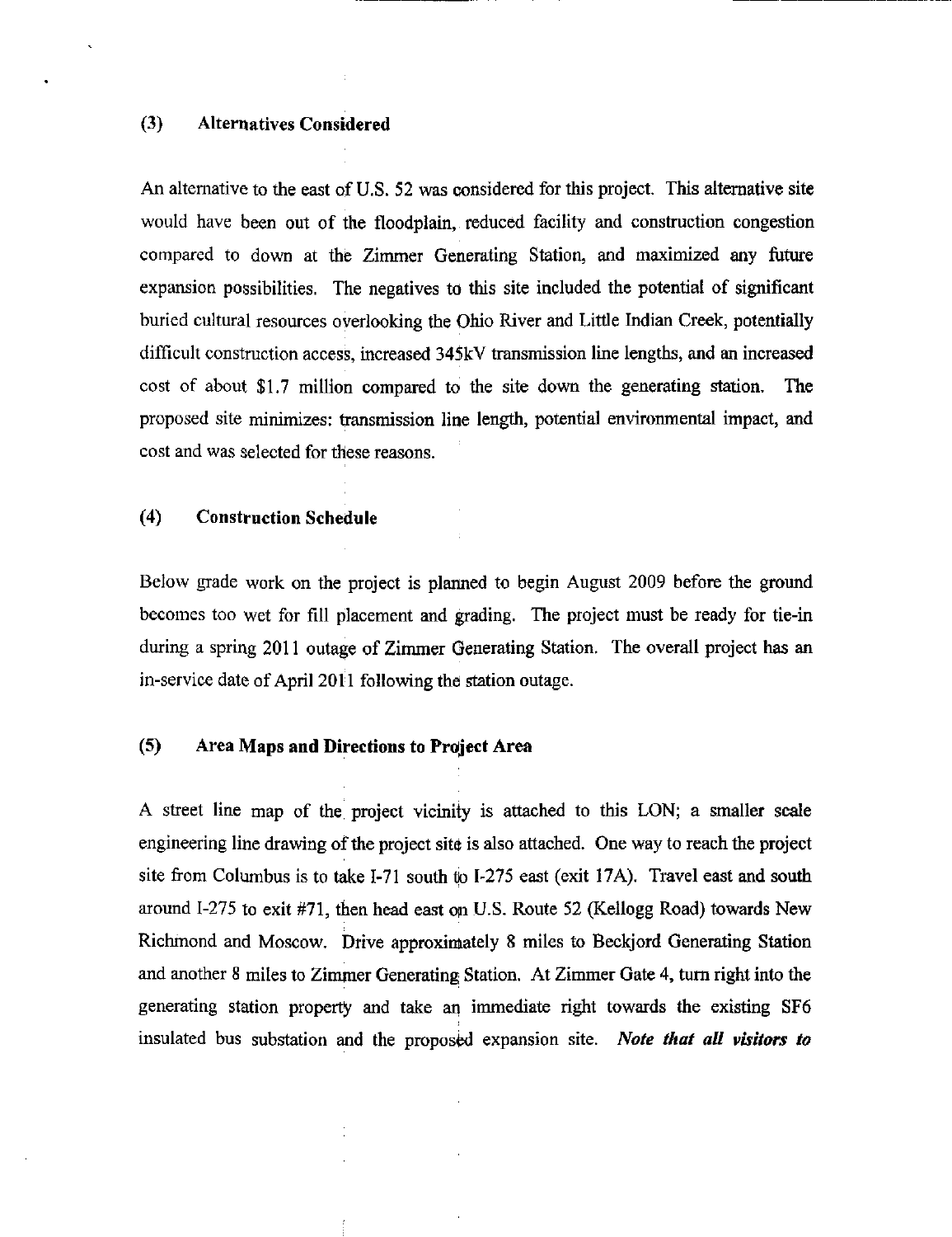### (3) Alternatives Considered

An alternative to the east of U.S. 52 was considered for this project. This alternative site would have been out of the floodplain, reduced facility and construction congestion compared to down at the Zimmer Generating Station, and maximized any future expansion possibilities. The negatives to this site included the potential of significant buried cultural resources overlooking the Ohio River and Little Indian Creek, potentially difficult construction access, increased 345kV transmission line lengths, and an increased cost of about $1.7 million compared to the site down the generating station. The proposed site minimizes: transmission line length, potential environmental impact, and cost and was selected for these reasons.

### (4) Construction Schedule

Below grade work on the project is planned to begin August 2009 before the ground becomes too wet for fill placement and grading. The project must be ready for tie-in during a spring 2011 outage of Zimmer Generating Station. The overall project has an in-service date of April 2011 following the station outage.

### (5) Area Maps and Directions to Project Area

A street line map of the project vicinity is attached to this LON; a smaller scale engineering line drawing of the project site is also attached. One way to reach the project site from Columbus is to take I-71 south to I-275 east (exit 17A). Travel east and south around I-275 to exit #71, then head east on U.S. Route 52 (Kellogg Road) towards New Richmond and Moscow. Drive approximately 8 miles to Beckjord Generating Station and another 8 miles to Zimmer Generating Station. At Zimmer Gate 4, turn right into the generating station property and take an immediate right towards the existing SF6 insulated bus substation and the proposed expansion site. ***Note that all visitors to***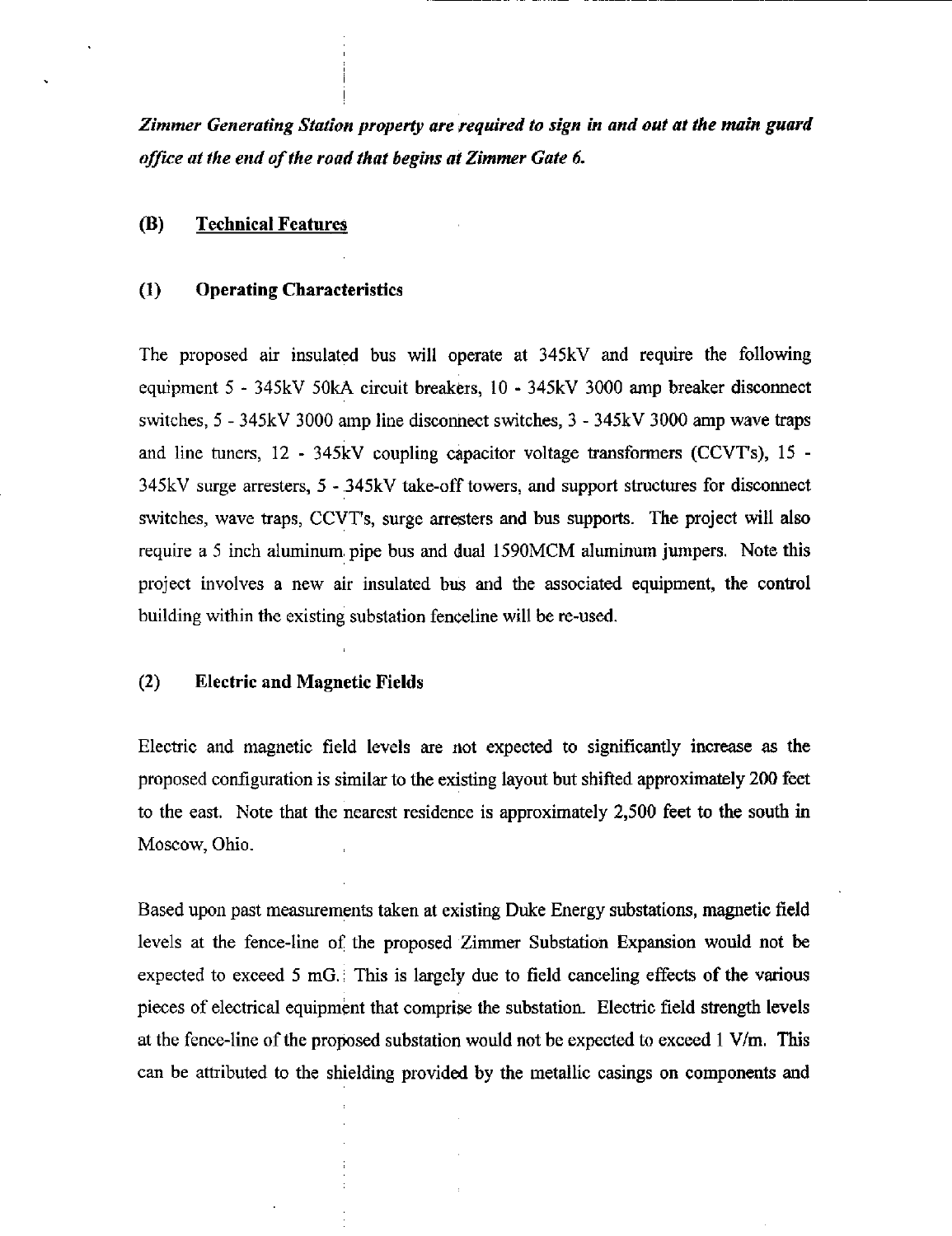***Zimmer Generating Station property are required to sign in and out at the main guard office at the end of the road that begins at Zimmer Gate 6.***

## (B) Technical Features

### (1) Operating Characteristics

The proposed air insulated bus will operate at 345kV and require the following equipment 5 - 345kV 50kA circuit breakers, 10 - 345kV 3000 amp breaker disconnect switches, 5 - 345kV 3000 amp line disconnect switches, 3 - 345kV 3000 amp wave traps and line tuners, 12 - 345kV coupling capacitor voltage transformers (CCVT's), 15 - 345kV surge arresters, 5 - 345kV take-off towers, and support structures for disconnect switches, wave traps, CCVT's, surge arresters and bus supports. The project will also require a 5 inch aluminum pipe bus and dual 1590MCM aluminum jumpers. Note this project involves a new air insulated bus and the associated equipment, the control building within the existing substation fenceline will be re-used.

### (2) Electric and Magnetic Fields

Electric and magnetic field levels are not expected to significantly increase as the proposed configuration is similar to the existing layout but shifted approximately 200 feet to the east. Note that the nearest residence is approximately 2,500 feet to the south in Moscow, Ohio.

Based upon past measurements taken at existing Duke Energy substations, magnetic field levels at the fence-line of the proposed Zimmer Substation Expansion would not be expected to exceed 5 mG. This is largely due to field canceling effects of the various pieces of electrical equipment that comprise the substation. Electric field strength levels at the fence-line of the proposed substation would not be expected to exceed 1 V/m. This can be attributed to the shielding provided by the metallic casings on components and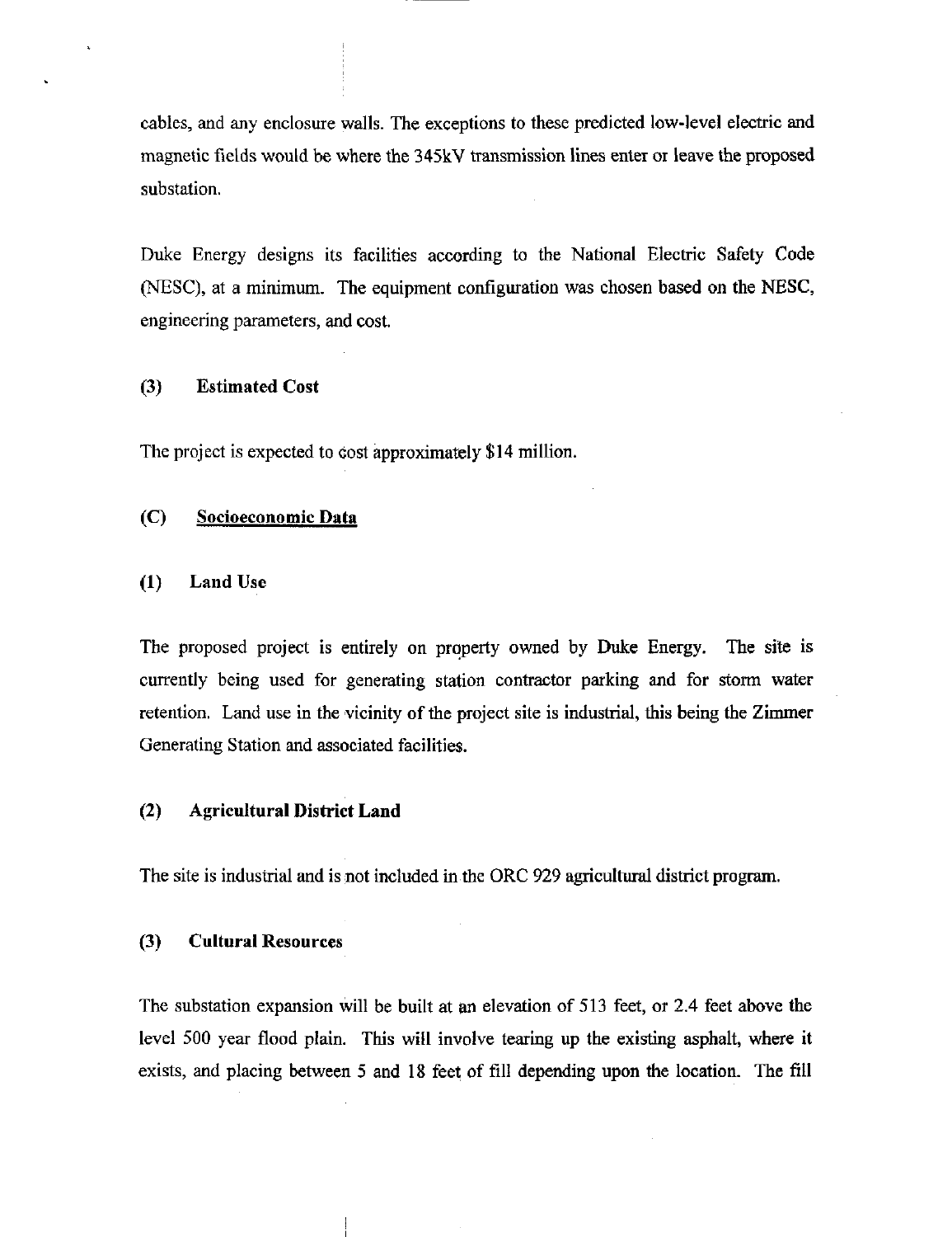cables, and any enclosure walls. The exceptions to these predicted low-level electric and magnetic fields would be where the 345kV transmission lines enter or leave the proposed substation.

Duke Energy designs its facilities according to the National Electric Safety Code (NESC), at a minimum. The equipment configuration was chosen based on the NESC, engineering parameters, and cost.

### (3) Estimated Cost

The project is expected to cost approximately $14 million.

## (C) Socioeconomic Data

### (1) Land Use

The proposed project is entirely on property owned by Duke Energy. The site is currently being used for generating station contractor parking and for storm water retention. Land use in the vicinity of the project site is industrial, this being the Zimmer Generating Station and associated facilities.

### (2) Agricultural District Land

The site is industrial and is not included in the ORC 929 agricultural district program.

### (3) Cultural Resources

The substation expansion will be built at an elevation of 513 feet, or 2.4 feet above the level 500 year flood plain. This will involve tearing up the existing asphalt, where it exists, and placing between 5 and 18 feet of fill depending upon the location. The fill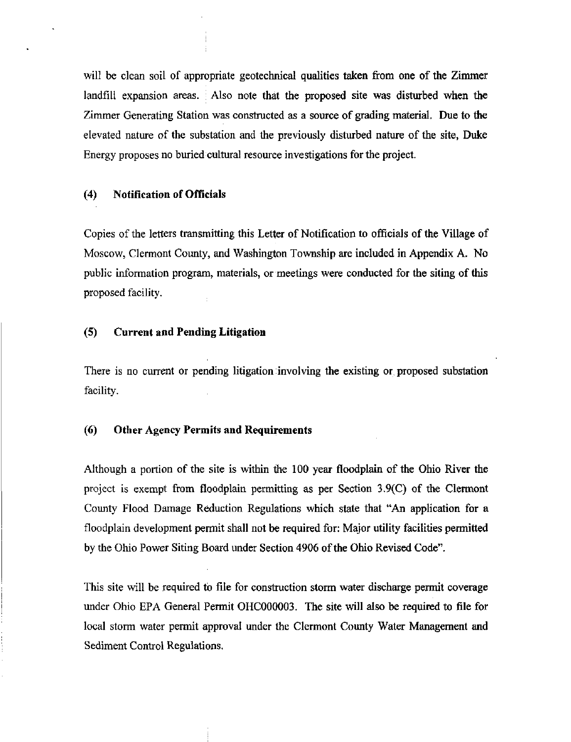will be clean soil of appropriate geotechnical qualities taken from one of the Zimmer landfill expansion areas. Also note that the proposed site was disturbed when the Zimmer Generating Station was constructed as a source of grading material. Due to the elevated nature of the substation and the previously disturbed nature of the site, Duke Energy proposes no buried cultural resource investigations for the project.

### (4) Notification of Officials

Copies of the letters transmitting this Letter of Notification to officials of the Village of Moscow, Clermont County, and Washington Township are included in Appendix A. No public information program, materials, or meetings were conducted for the siting of this proposed facility.

### (5) Current and Pending Litigation

There is no current or pending litigation involving the existing or proposed substation facility.

### (6) Other Agency Permits and Requirements

Although a portion of the site is within the 100 year floodplain of the Ohio River the project is exempt from floodplain permitting as per Section 3.9(C) of the Clermont County Flood Damage Reduction Regulations which state that "An application for a floodplain development permit shall not be required for: Major utility facilities permitted by the Ohio Power Siting Board under Section 4906 of the Ohio Revised Code".

This site will be required to file for construction storm water discharge permit coverage under Ohio EPA General Permit OHC000003. The site will also be required to file for local storm water permit approval under the Clermont County Water Management and Sediment Control Regulations.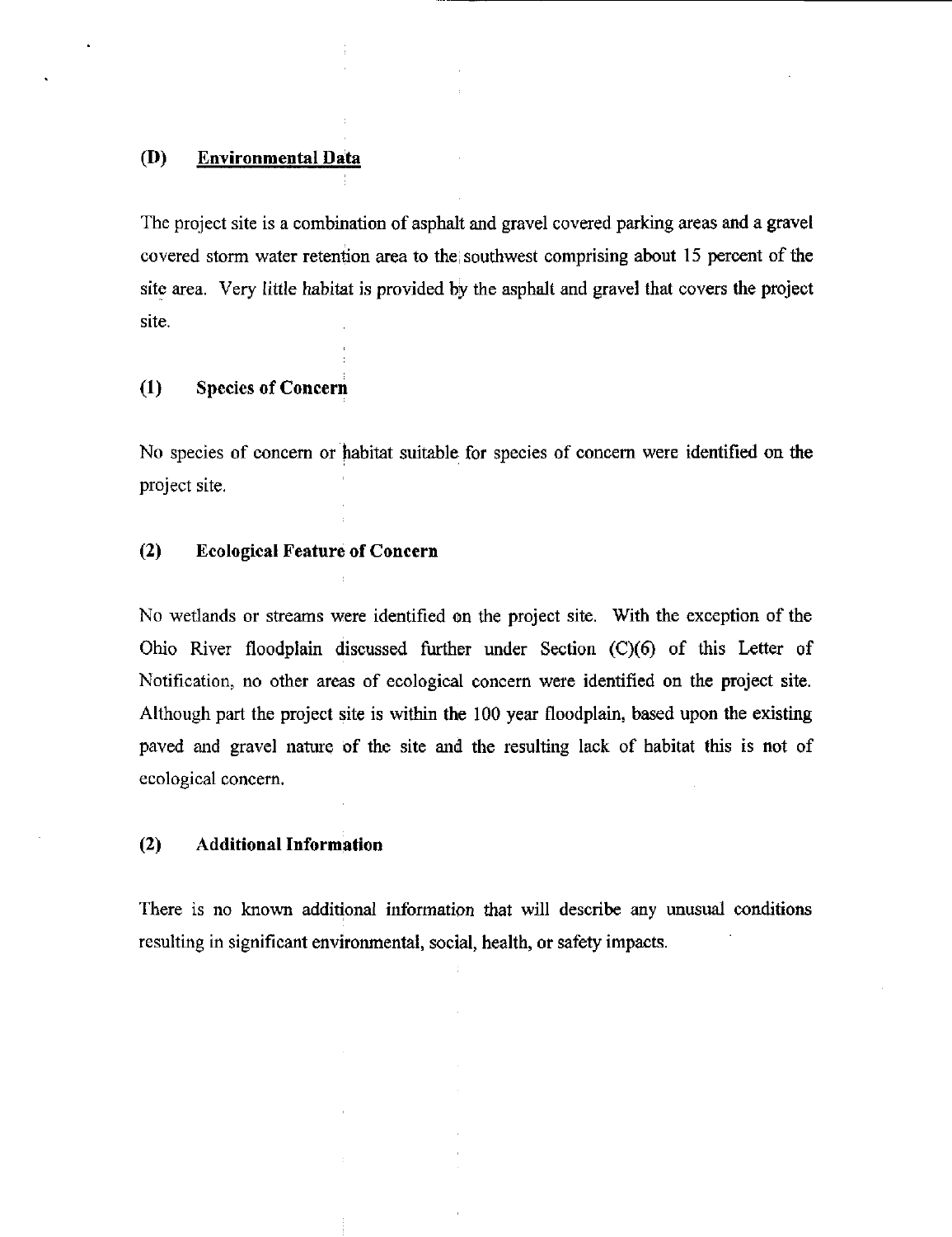## (D) Environmental Data

The project site is a combination of asphalt and gravel covered parking areas and a gravel covered storm water retention area to the southwest comprising about 15 percent of the site area. Very little habitat is provided by the asphalt and gravel that covers the project site.

### (1) Species of Concern

No species of concern or habitat suitable for species of concern were identified on the project site.

### (2) Ecological Feature of Concern

No wetlands or streams were identified on the project site. With the exception of the Ohio River floodplain discussed further under Section (C)(6) of this Letter of Notification, no other areas of ecological concern were identified on the project site. Although part the project site is within the 100 year floodplain, based upon the existing paved and gravel nature of the site and the resulting lack of habitat this is not of ecological concern.

### (2) Additional Information

There is no known additional information that will describe any unusual conditions resulting in significant environmental, social, health, or safety impacts.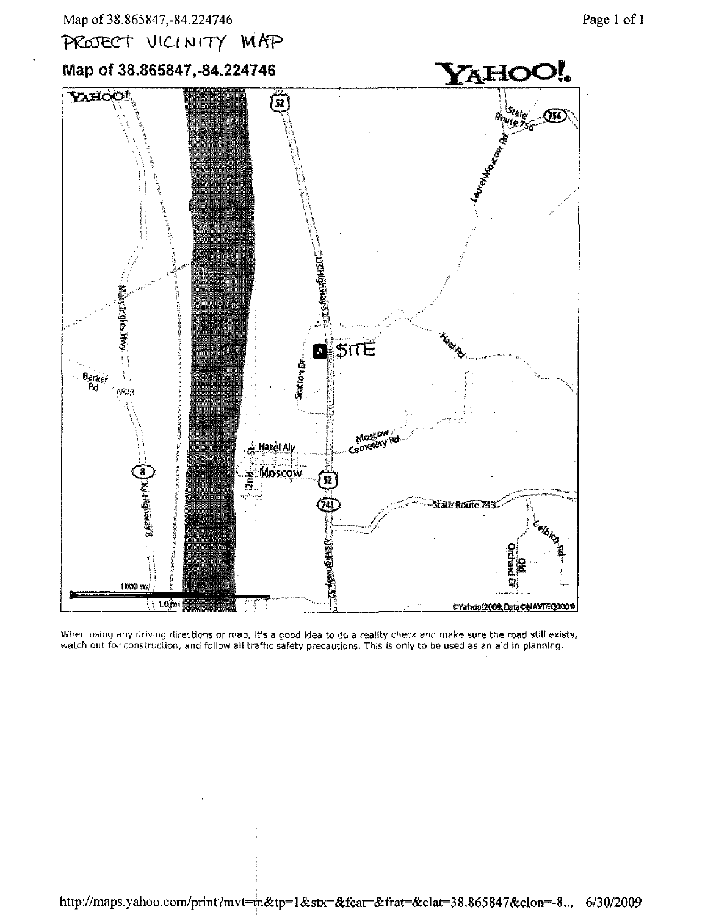PROJECT VICINITY MAP

## Map of 38.865847,-84.224746

YAHOO!

When using any driving directions or map, it's a good idea to do a reality check and make sure the road still exists, watch out for construction, and follow all traffic safety precautions. This is only to be used as an aid in planning.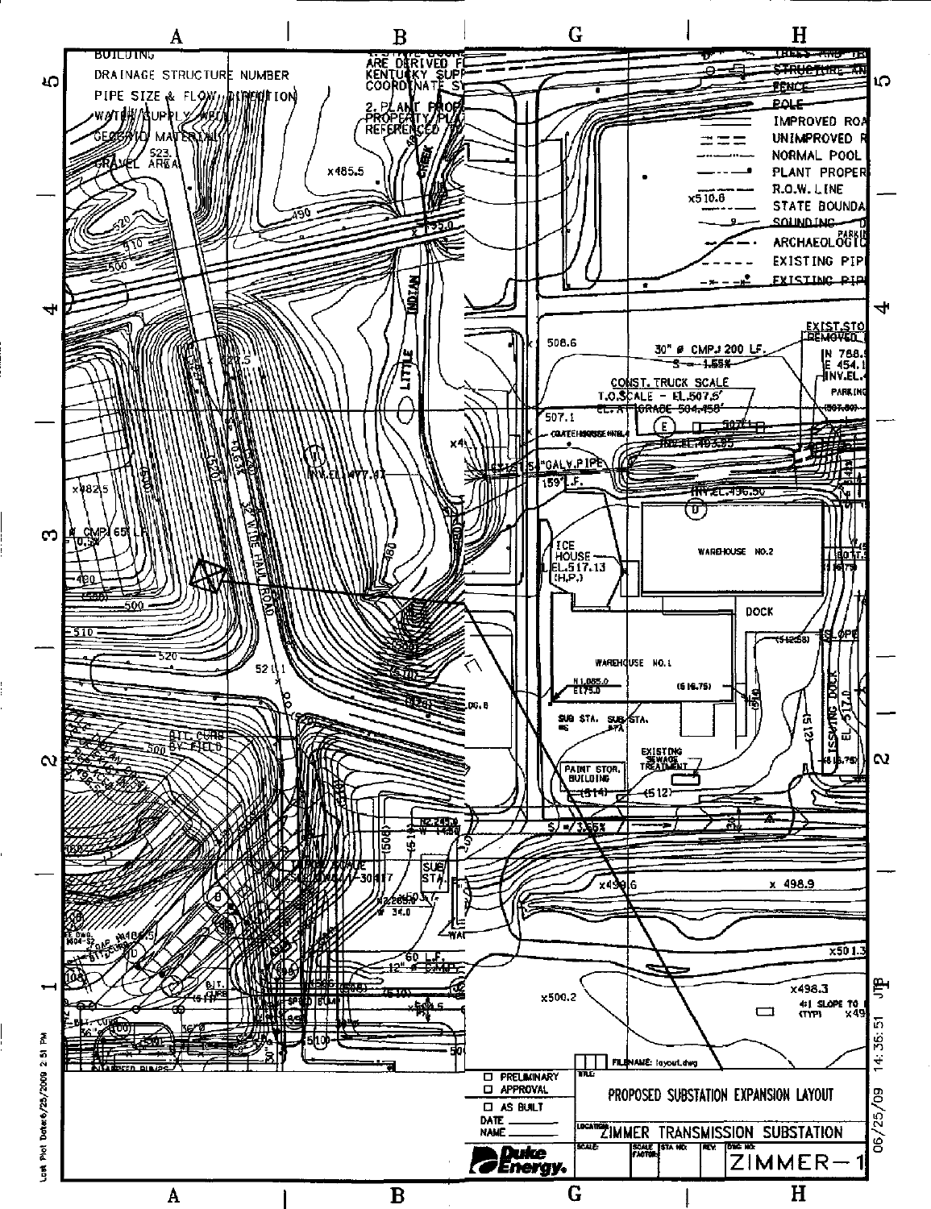BUILDING
DRAINAGE STRUCTURE NUMBER
PIPE SIZE & FLOW DIRECTION
WATER SUPPLY WELL
GEOGRID MATERIAL
GRAVEL AREA

1. STATE COORDINATES ARE DERIVED FROM KENTUCKY SUPPLY COORDINATE SYSTEM
2. PLANT PROPERTY REFERENCED TO

TREES AND
STRUCTURE
FENCE
POLE
IMPROVED ROAD
UNIMPROVED ROAD
NORMAL POOL
PLANT PROPERTY
R.O.W. LINE
STATE BOUNDARY
SOUNDING
ARCHAEOLOGIC
EXISTING PIPE
EXISTING PIPE

EXIST. STO REMOVED
N 788.
E 454.
INV. EL.

30" Ø CMP, 200 LF. S = 1.55%

CONST. TRUCK SCALE
T.O. SCALE – EL. 507.5'
EL. AT GRADE 504.458'

INV. EL. 493.85
INV. EL. 496.50
INV. EL. 477.47

54" GALV. PIPE 159' L.F.

ICE HOUSE EL. 517.13 (H.P.)

WAREHOUSE NO. 2
WAREHOUSE NO. 1
DOCK
SUB STA.
EXISTING SEWAGE TREATMENT
PAINT STOR. BUILDING

32' WIDE HAUL ROAD
LITTLE INDIAN CREEK

S = 3.55%

4:1 SLOPE TO (TYP)

60 L.F. 12" Ø CMP

FILENAME: layout.dwg

☐ PRELIMINARY
☐ APPROVAL
☐ AS BUILT
DATE
NAME

TITLE: PROPOSED SUBSTATION EXPANSION LAYOUT

LOCATION: ZIMMER TRANSMISSION SUBSTATION

SCALE: | SCALE FACTOR: | STA NO: | REV: | DWG NO: ZIMMER-1

Duke Energy

Last Plot Date 6/25/2009 2:51 PM

06/25/09 14:36:51 JTB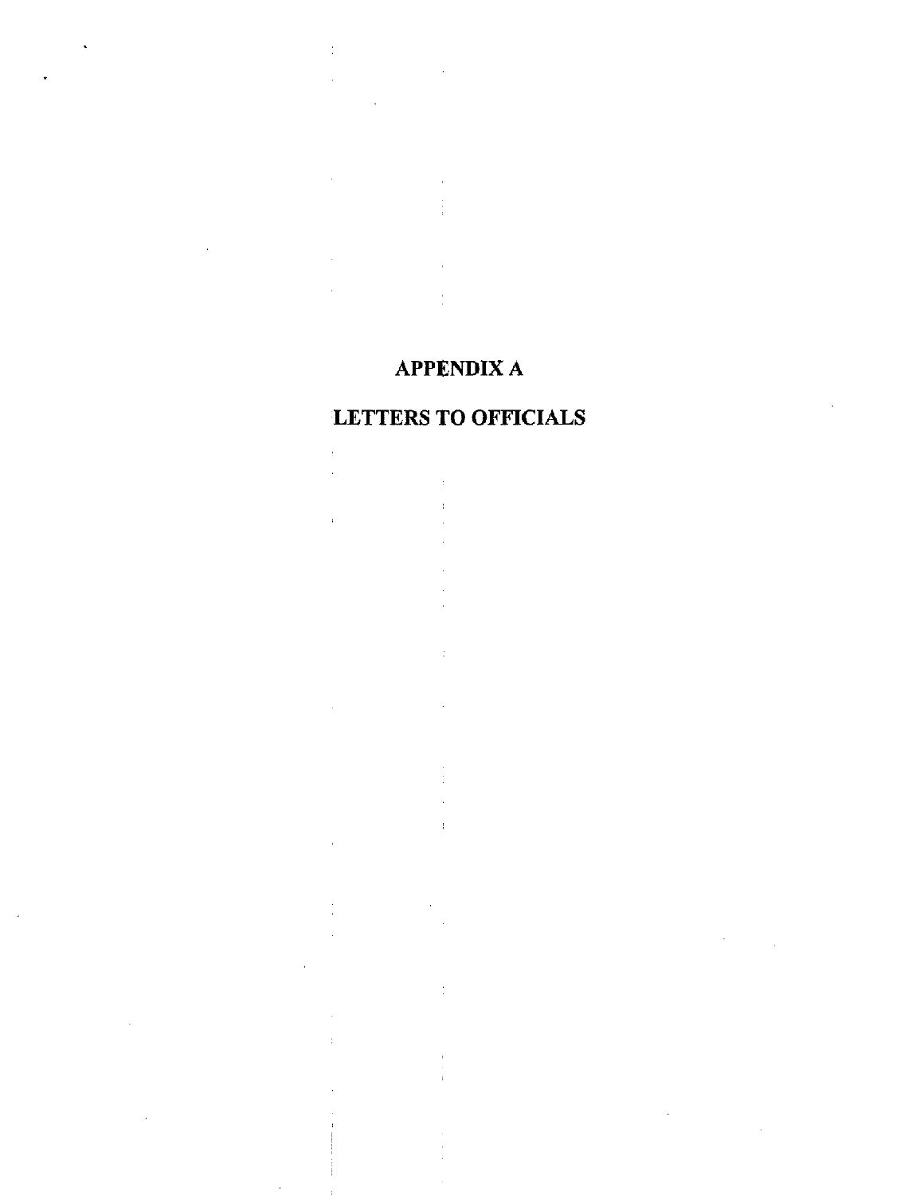# APPENDIX A

# LETTERS TO OFFICIALS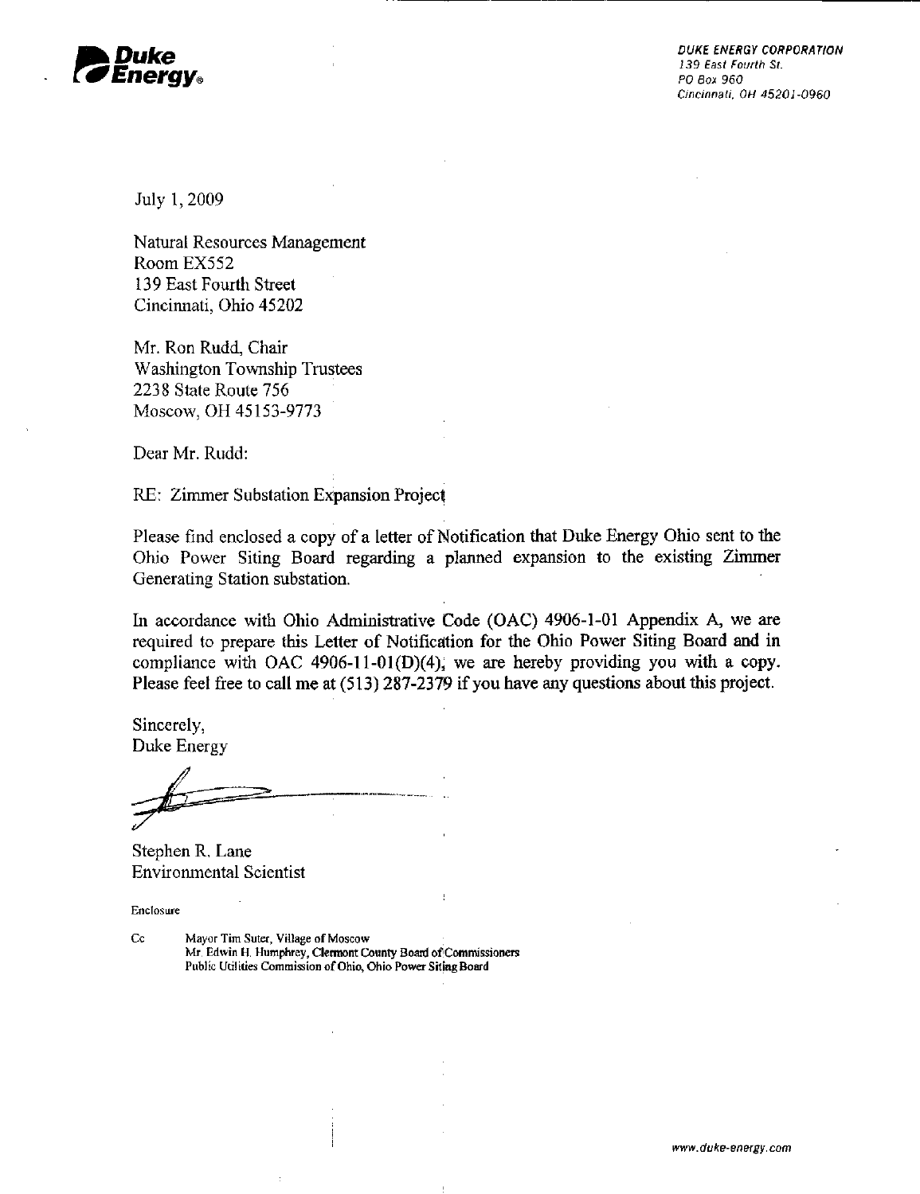**Duke Energy.**

*DUKE ENERGY CORPORATION*
*139 East Fourth St.*
*PO Box 960*
*Cincinnati, OH 45201-0960*

July 1, 2009

Natural Resources Management
Room EX552
139 East Fourth Street
Cincinnati, Ohio 45202

Mr. Ron Rudd, Chair
Washington Township Trustees
2238 State Route 756
Moscow, OH 45153-9773

Dear Mr. Rudd:

RE: Zimmer Substation Expansion Project

Please find enclosed a copy of a letter of Notification that Duke Energy Ohio sent to the Ohio Power Siting Board regarding a planned expansion to the existing Zimmer Generating Station substation.

In accordance with Ohio Administrative Code (OAC) 4906-1-01 Appendix A, we are required to prepare this Letter of Notification for the Ohio Power Siting Board and in compliance with OAC 4906-11-01(D)(4), we are hereby providing you with a copy. Please feel free to call me at (513) 287-2379 if you have any questions about this project.

Sincerely,
Duke Energy

Stephen R. Lane
Environmental Scientist

Enclosure

Cc
Mayor Tim Suter, Village of Moscow
Mr. Edwin H. Humphrey, Clermont County Board of Commissioners
Public Utilities Commission of Ohio, Ohio Power Siting Board

*www.duke-energy.com*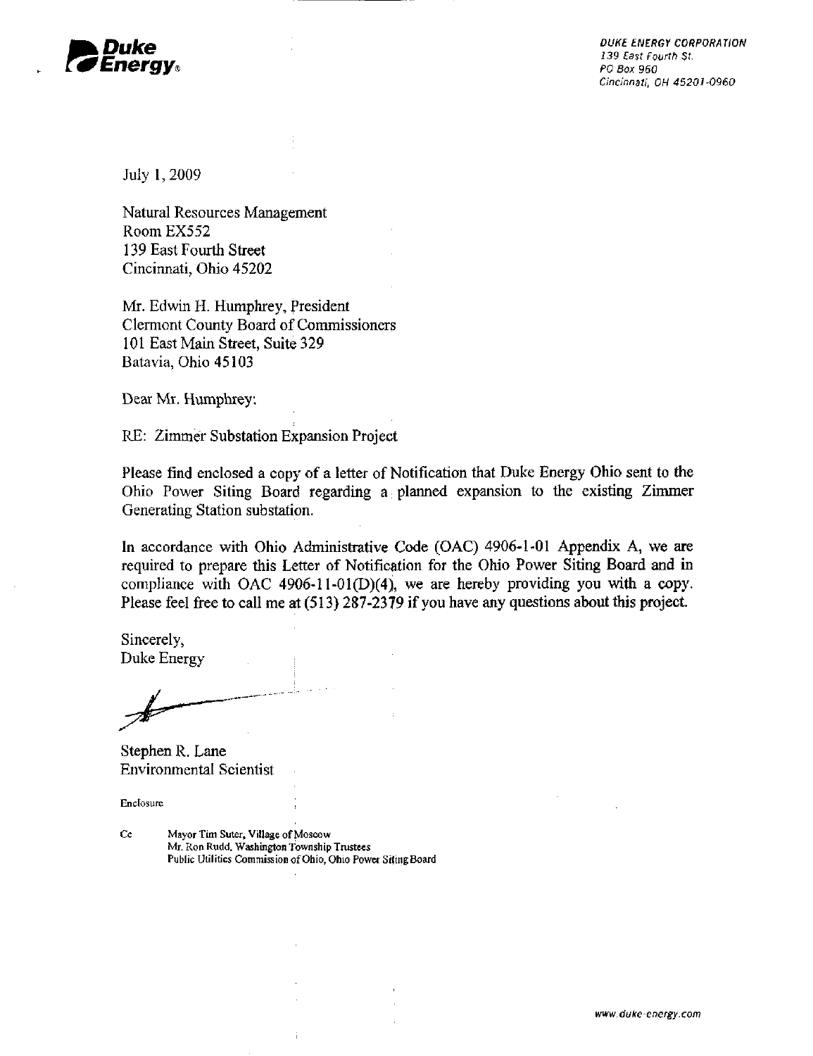**Duke Energy**®

*DUKE ENERGY CORPORATION*
*139 East Fourth St.*
*PO Box 960*
*Cincinnati, OH 45201-0960*

July 1, 2009

Natural Resources Management
Room EX552
139 East Fourth Street
Cincinnati, Ohio 45202

Mr. Edwin H. Humphrey, President
Clermont County Board of Commissioners
101 East Main Street, Suite 329
Batavia, Ohio 45103

Dear Mr. Humphrey:

RE: Zimmer Substation Expansion Project

Please find enclosed a copy of a letter of Notification that Duke Energy Ohio sent to the Ohio Power Siting Board regarding a planned expansion to the existing Zimmer Generating Station substation.

In accordance with Ohio Administrative Code (OAC) 4906-1-01 Appendix A, we are required to prepare this Letter of Notification for the Ohio Power Siting Board and in compliance with OAC 4906-11-01(D)(4), we are hereby providing you with a copy. Please feel free to call me at (513) 287-2379 if you have any questions about this project.

Sincerely,
Duke Energy

Stephen R. Lane
Environmental Scientist

Enclosure

Cc Mayor Tim Suter, Village of Moscow
Mr. Ron Rudd, Washington Township Trustees
Public Utilities Commission of Ohio, Ohio Power Siting Board

*www.duke-energy.com*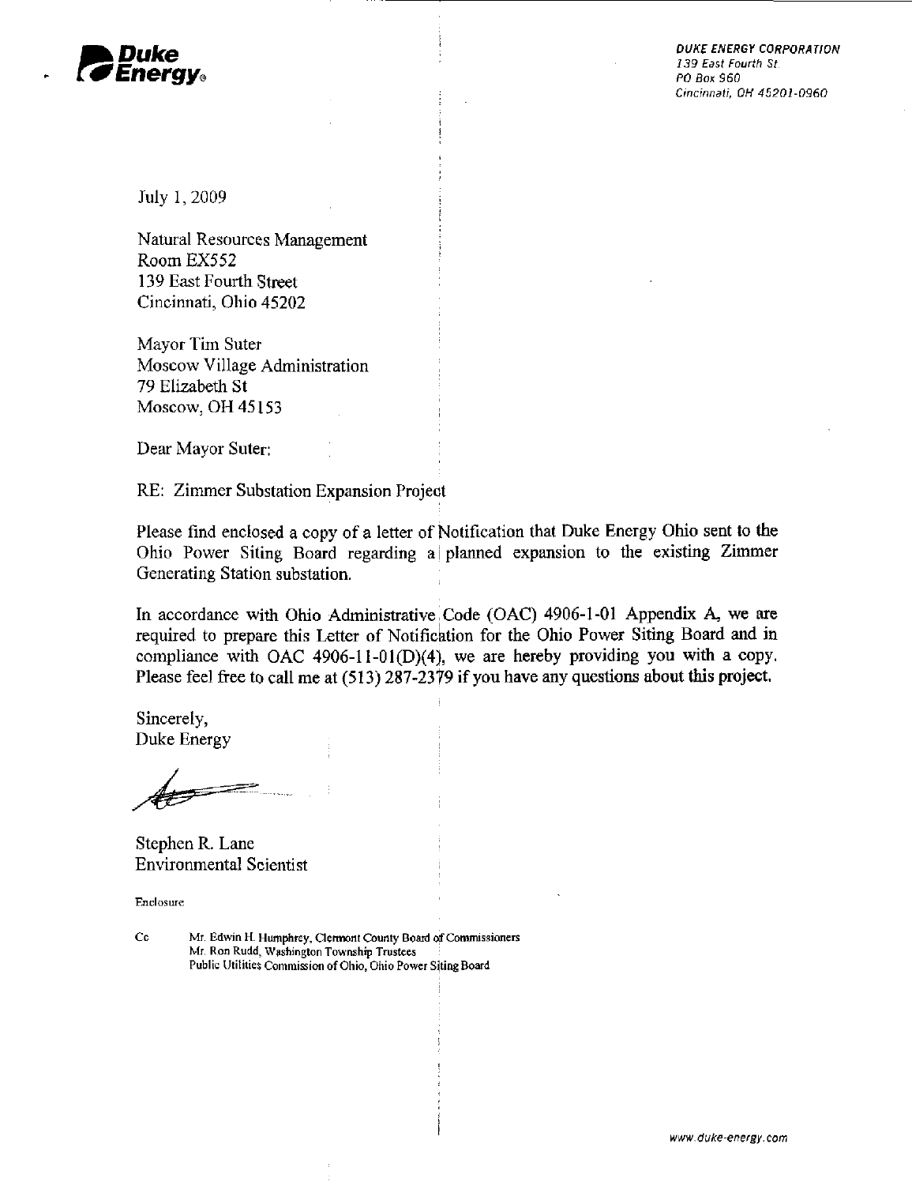**Duke Energy**®

*DUKE ENERGY CORPORATION*
*139 East Fourth St*
*PO Box 960*
*Cincinnati, OH 45201-0960*

July 1, 2009

Natural Resources Management
Room EX552
139 East Fourth Street
Cincinnati, Ohio 45202

Mayor Tim Suter
Moscow Village Administration
79 Elizabeth St
Moscow, OH 45153

Dear Mayor Suter:

RE: Zimmer Substation Expansion Project

Please find enclosed a copy of a letter of Notification that Duke Energy Ohio sent to the Ohio Power Siting Board regarding a planned expansion to the existing Zimmer Generating Station substation.

In accordance with Ohio Administrative Code (OAC) 4906-1-01 Appendix A, we are required to prepare this Letter of Notification for the Ohio Power Siting Board and in compliance with OAC 4906-11-01(D)(4), we are hereby providing you with a copy. Please feel free to call me at (513) 287-2379 if you have any questions about this project.

Sincerely,
Duke Energy

Stephen R. Lane
Environmental Scientist

Enclosure

Cc Mr. Edwin H. Humphrey, Clermont County Board of Commissioners
Mr. Ron Rudd, Washington Township Trustees
Public Utilities Commission of Ohio, Ohio Power Siting Board

*www.duke-energy.com*